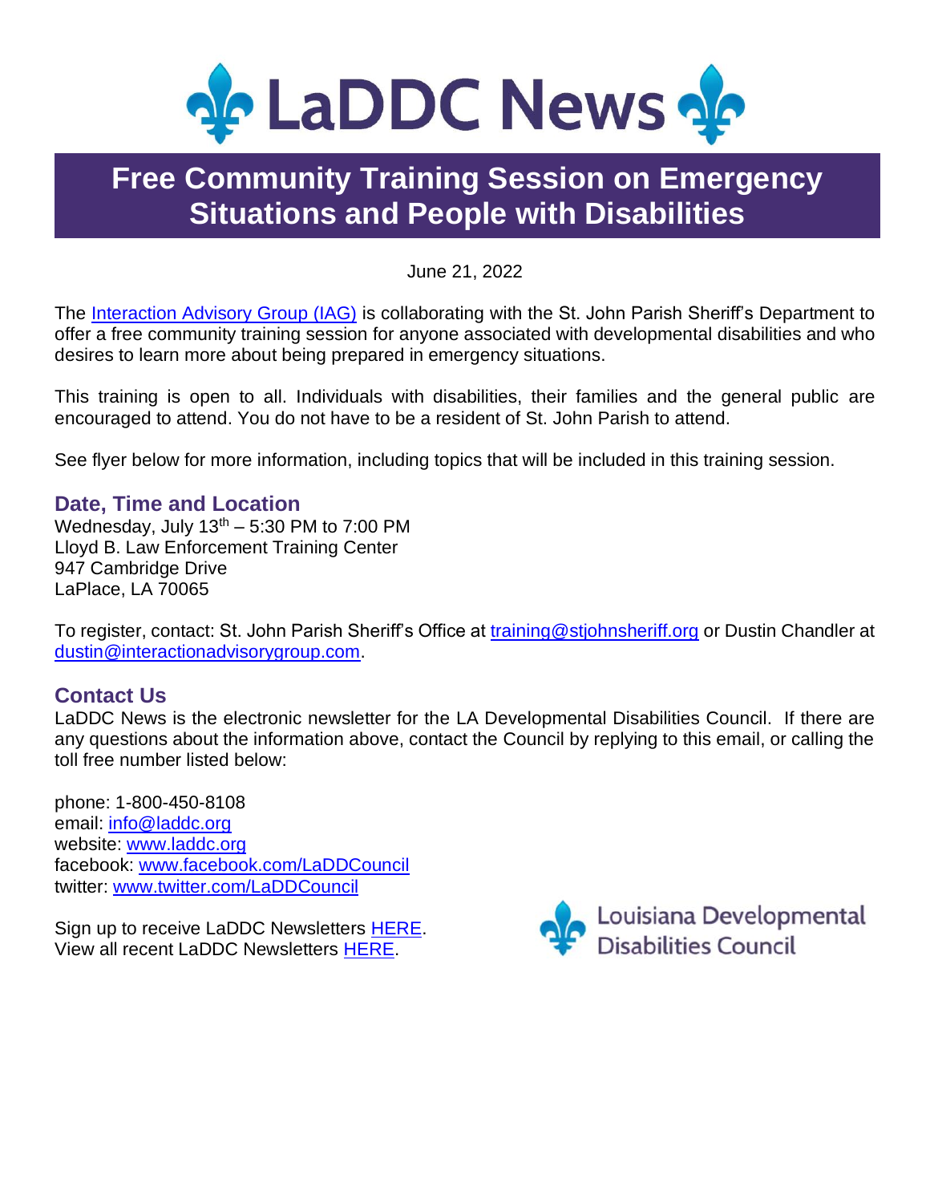# LaDDC News

## Free Community Training Session on Emergency Situations and People with Disabilities

June 21, 2022

The Interaction Advisory Group (IAG) is collaborating with the St. John Parish Sheriff's Department to offer a free community training session for anyone associated with developmental disabilities and who desires to learn more about being prepared in emergency situations.

This training is open to all. Individuals with disabilities, their families and the general public are encouraged to attend. You do not have to be a resident of St. John Parish to attend.

See flyer below for more information, including topics that will be included in this training session.

### Date, Time and Location

Wednesday, July 13th – 5:30 PM to 7:00 PM
Lloyd B. Law Enforcement Training Center
947 Cambridge Drive
LaPlace, LA 70065

To register, contact: St. John Parish Sheriff's Office at training@stjohnsheriff.org or Dustin Chandler at dustin@interactionadvisorygroup.com.

### Contact Us

LaDDC News is the electronic newsletter for the LA Developmental Disabilities Council. If there are any questions about the information above, contact the Council by replying to this email, or calling the toll free number listed below:

phone: 1-800-450-8108
email: info@laddc.org
website: www.laddc.org
facebook: www.facebook.com/LaDDCouncil
twitter: www.twitter.com/LaDDCouncil

Sign up to receive LaDDC Newsletters HERE.
View all recent LaDDC Newsletters HERE.

Louisiana Developmental Disabilities Council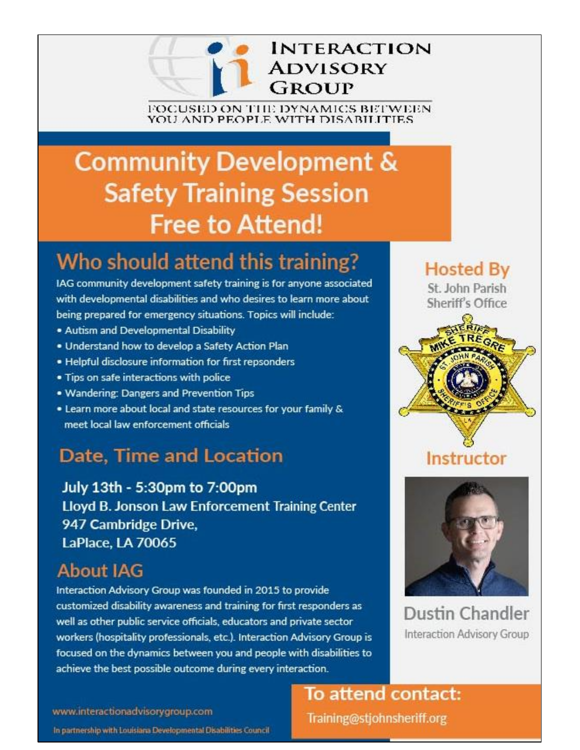# Interaction Advisory Group

FOCUSED ON THE DYNAMICS BETWEEN YOU AND PEOPLE WITH DISABILITIES

# Community Development & Safety Training Session Free to Attend!

## Who should attend this training?

IAG community development safety training is for anyone associated with developmental disabilities and who desires to learn more about being prepared for emergency situations. Topics will include:

- Autism and Developmental Disability
- Understand how to develop a Safety Action Plan
- Helpful disclosure information for first repsonders
- Tips on safe interactions with police
- Wandering: Dangers and Prevention Tips
- Learn more about local and state resources for your family & meet local law enforcement officials

## Date, Time and Location

**July 13th - 5:30pm to 7:00pm**
**Lloyd B. Jonson Law Enforcement Training Center**
**947 Cambridge Drive,**
**LaPlace, LA 70065**

## About IAG

Interaction Advisory Group was founded in 2015 to provide customized disability awareness and training for first responders as well as other public service officials, educators and private sector workers (hospitality professionals, etc.). Interaction Advisory Group is focused on the dynamics between you and people with disabilities to achieve the best possible outcome during every interaction.

## Hosted By

St. John Parish Sheriff's Office

## Instructor

**Dustin Chandler**
Interaction Advisory Group

## To attend contact:

Training@stjohnsheriff.org

www.interactionadvisorygroup.com

In partnership with Louisiana Developmental Disabilities Council